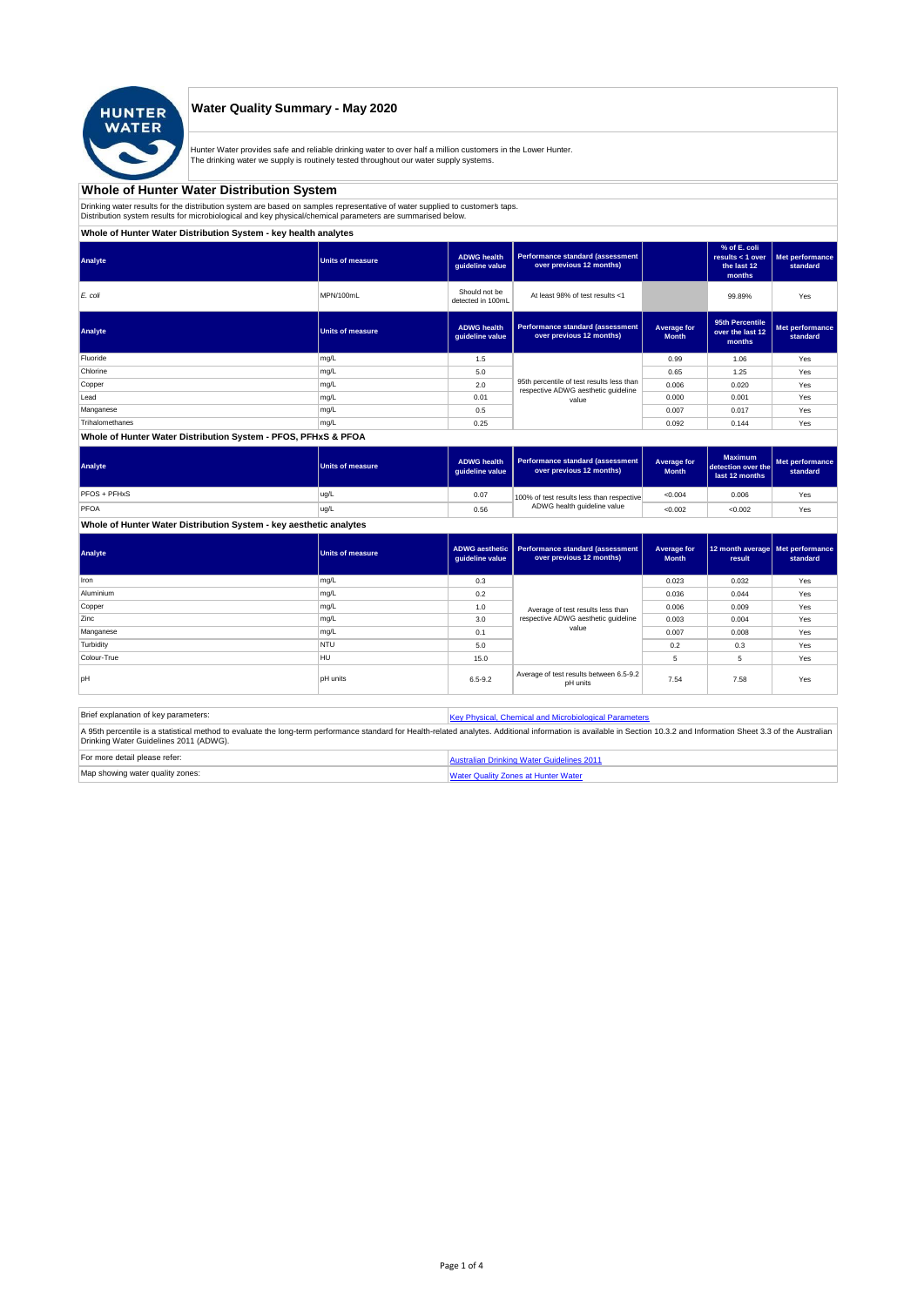# Water Quality Summary - May 2020

Hunter Water provides safe and reliable drinking water to over half a million customers in the Lower Hunter.
The drinking water we supply is routinely tested throughout our water supply systems.

## Whole of Hunter Water Distribution System

Drinking water results for the distribution system are based on samples representative of water supplied to customer's taps.
Distribution system results for microbiological and key physical/chemical parameters are summarised below.

### Whole of Hunter Water Distribution System - key health analytes

| Analyte | Units of measure | ADWG health guideline value | Performance standard (assessment over previous 12 months) | | % of E. coli results < 1 over the last 12 months | Met performance standard |
|---|---|---|---|---|---|---|
| *E. coli* | MPN/100mL | Should not be detected in 100mL | At least 98% of test results <1 | | 99.89% | Yes |

| Analyte | Units of measure | ADWG health guideline value | Performance standard (assessment over previous 12 months) | Average for Month | 95th Percentile over the last 12 months | Met performance standard |
|---|---|---|---|---|---|---|
| Fluoride | mg/L | 1.5 | 95th percentile of test results less than respective ADWG aesthetic guideline value | 0.99 | 1.06 | Yes |
| Chlorine | mg/L | 5.0 | | 0.65 | 1.25 | Yes |
| Copper | mg/L | 2.0 | | 0.006 | 0.020 | Yes |
| Lead | mg/L | 0.01 | | 0.000 | 0.001 | Yes |
| Manganese | mg/L | 0.5 | | 0.007 | 0.017 | Yes |
| Trihalomethanes | mg/L | 0.25 | | 0.092 | 0.144 | Yes |

### Whole of Hunter Water Distribution System - PFOS, PFHxS & PFOA

| Analyte | Units of measure | ADWG health guideline value | Performance standard (assessment over previous 12 months) | Average for Month | Maximum detection over the last 12 months | Met performance standard |
|---|---|---|---|---|---|---|
| PFOS + PFHxS | ug/L | 0.07 | 100% of test results less than respective ADWG health guideline value | <0.004 | 0.006 | Yes |
| PFOA | ug/L | 0.56 | | <0.002 | <0.002 | Yes |

### Whole of Hunter Water Distribution System - key aesthetic analytes

| Analyte | Units of measure | ADWG aesthetic guideline value | Performance standard (assessment over previous 12 months) | Average for Month | 12 month average result | Met performance standard |
|---|---|---|---|---|---|---|
| Iron | mg/L | 0.3 | Average of test results less than respective ADWG aesthetic guideline value | 0.023 | 0.032 | Yes |
| Aluminium | mg/L | 0.2 | | 0.036 | 0.044 | Yes |
| Copper | mg/L | 1.0 | | 0.006 | 0.009 | Yes |
| Zinc | mg/L | 3.0 | | 0.003 | 0.004 | Yes |
| Manganese | mg/L | 0.1 | | 0.007 | 0.008 | Yes |
| Turbidity | NTU | 5.0 | | 0.2 | 0.3 | Yes |
| Colour-True | HU | 15.0 | | 5 | 5 | Yes |
| pH | pH units | 6.5-9.2 | Average of test results between 6.5-9.2 pH units | 7.54 | 7.58 | Yes |

| Brief explanation of key parameters: | Key Physical, Chemical and Microbiological Parameters |
|---|---|
| A 95th percentile is a statistical method to evaluate the long-term performance standard for Health-related analytes. Additional information is available in Section 10.3.2 and Information Sheet 3.3 of the Australian Drinking Water Guidelines 2011 (ADWG). | |
| For more detail please refer: | Australian Drinking Water Guidelines 2011 |
| Map showing water quality zones: | Water Quality Zones at Hunter Water |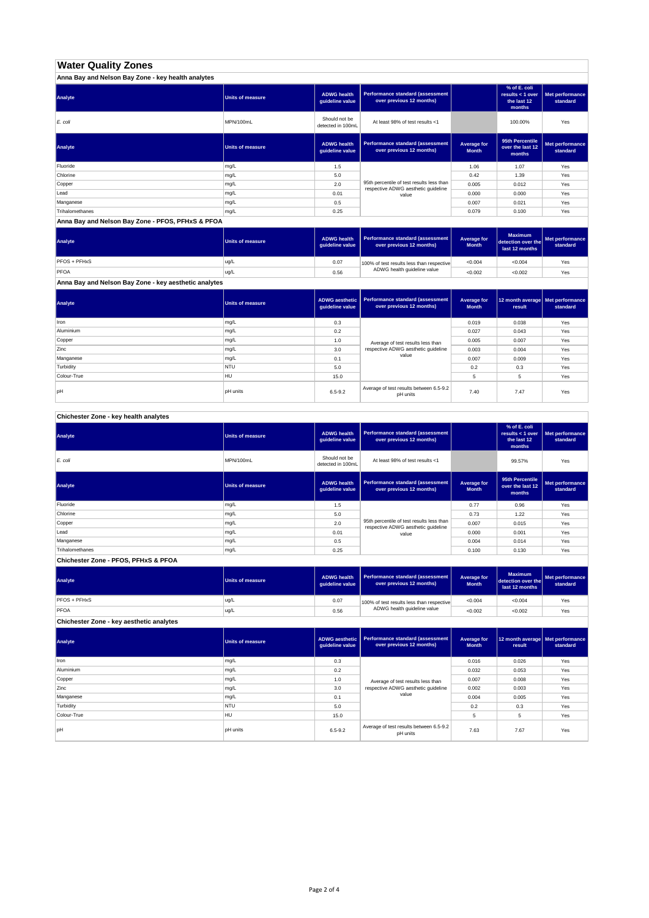# Water Quality Zones

## Anna Bay and Nelson Bay Zone - key health analytes

| Analyte | Units of measure | ADWG health guideline value | Performance standard (assessment over previous 12 months) | | % of E. coli results < 1 over the last 12 months | Met performance standard |
|---|---|---|---|---|---|---|
| *E. coli* | MPN/100mL | Should not be detected in 100mL | At least 98% of test results <1 | | 100.00% | Yes |

| Analyte | Units of measure | ADWG health guideline value | Performance standard (assessment over previous 12 months) | Average for Month | 95th Percentile over the last 12 months | Met performance standard |
|---|---|---|---|---|---|---|
| Fluoride | mg/L | 1.5 | 95th percentile of test results less than respective ADWG aesthetic guideline value | 1.06 | 1.07 | Yes |
| Chlorine | mg/L | 5.0 | | 0.42 | 1.39 | Yes |
| Copper | mg/L | 2.0 | | 0.005 | 0.012 | Yes |
| Lead | mg/L | 0.01 | | 0.000 | 0.000 | Yes |
| Manganese | mg/L | 0.5 | | 0.007 | 0.021 | Yes |
| Trihalomethanes | mg/L | 0.25 | | 0.079 | 0.100 | Yes |

## Anna Bay and Nelson Bay Zone - PFOS, PFHxS & PFOA

| Analyte | Units of measure | ADWG health guideline value | Performance standard (assessment over previous 12 months) | Average for Month | Maximum detection over the last 12 months | Met performance standard |
|---|---|---|---|---|---|---|
| PFOS + PFHxS | ug/L | 0.07 | 100% of test results less than respective ADWG health guideline value | <0.004 | <0.004 | Yes |
| PFOA | ug/L | 0.56 | | <0.002 | <0.002 | Yes |

## Anna Bay and Nelson Bay Zone - key aesthetic analytes

| Analyte | Units of measure | ADWG aesthetic guideline value | Performance standard (assessment over previous 12 months) | Average for Month | 12 month average result | Met performance standard |
|---|---|---|---|---|---|---|
| Iron | mg/L | 0.3 | Average of test results less than respective ADWG aesthetic guideline value | 0.019 | 0.038 | Yes |
| Aluminium | mg/L | 0.2 | | 0.027 | 0.043 | Yes |
| Copper | mg/L | 1.0 | | 0.005 | 0.007 | Yes |
| Zinc | mg/L | 3.0 | | 0.003 | 0.004 | Yes |
| Manganese | mg/L | 0.1 | | 0.007 | 0.009 | Yes |
| Turbidity | NTU | 5.0 | | 0.2 | 0.3 | Yes |
| Colour-True | HU | 15.0 | | 5 | 5 | Yes |
| pH | pH units | 6.5-9.2 | Average of test results between 6.5-9.2 pH units | 7.40 | 7.47 | Yes |

## Chichester Zone - key health analytes

| Analyte | Units of measure | ADWG health guideline value | Performance standard (assessment over previous 12 months) | | % of E. coli results < 1 over the last 12 months | Met performance standard |
|---|---|---|---|---|---|---|
| *E. coli* | MPN/100mL | Should not be detected in 100mL | At least 98% of test results <1 | | 99.57% | Yes |

| Analyte | Units of measure | ADWG health guideline value | Performance standard (assessment over previous 12 months) | Average for Month | 95th Percentile over the last 12 months | Met performance standard |
|---|---|---|---|---|---|---|
| Fluoride | mg/L | 1.5 | 95th percentile of test results less than respective ADWG aesthetic guideline value | 0.77 | 0.96 | Yes |
| Chlorine | mg/L | 5.0 | | 0.73 | 1.22 | Yes |
| Copper | mg/L | 2.0 | | 0.007 | 0.015 | Yes |
| Lead | mg/L | 0.01 | | 0.000 | 0.001 | Yes |
| Manganese | mg/L | 0.5 | | 0.004 | 0.014 | Yes |
| Trihalomethanes | mg/L | 0.25 | | 0.100 | 0.130 | Yes |

## Chichester Zone - PFOS, PFHxS & PFOA

| Analyte | Units of measure | ADWG health guideline value | Performance standard (assessment over previous 12 months) | Average for Month | Maximum detection over the last 12 months | Met performance standard |
|---|---|---|---|---|---|---|
| PFOS + PFHxS | ug/L | 0.07 | 100% of test results less than respective ADWG health guideline value | <0.004 | <0.004 | Yes |
| PFOA | ug/L | 0.56 | | <0.002 | <0.002 | Yes |

## Chichester Zone - key aesthetic analytes

| Analyte | Units of measure | ADWG aesthetic guideline value | Performance standard (assessment over previous 12 months) | Average for Month | 12 month average result | Met performance standard |
|---|---|---|---|---|---|---|
| Iron | mg/L | 0.3 | Average of test results less than respective ADWG aesthetic guideline value | 0.016 | 0.026 | Yes |
| Aluminium | mg/L | 0.2 | | 0.032 | 0.053 | Yes |
| Copper | mg/L | 1.0 | | 0.007 | 0.008 | Yes |
| Zinc | mg/L | 3.0 | | 0.002 | 0.003 | Yes |
| Manganese | mg/L | 0.1 | | 0.004 | 0.005 | Yes |
| Turbidity | NTU | 5.0 | | 0.2 | 0.3 | Yes |
| Colour-True | HU | 15.0 | | 5 | 5 | Yes |
| pH | pH units | 6.5-9.2 | Average of test results between 6.5-9.2 pH units | 7.63 | 7.67 | Yes |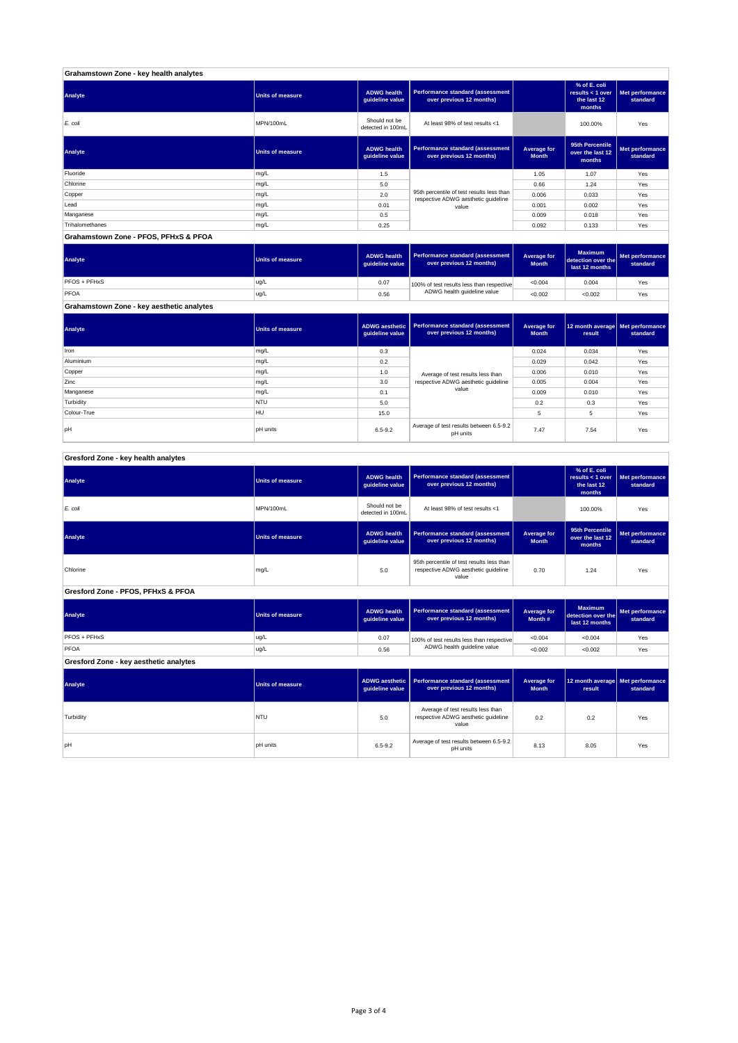## Grahamstown Zone - key health analytes

| Analyte | Units of measure | ADWG health guideline value | Performance standard (assessment over previous 12 months) | | % of E. coli results < 1 over the last 12 months | Met performance standard |
|---|---|---|---|---|---|---|
| *E. coli* | MPN/100mL | Should not be detected in 100mL | At least 98% of test results <1 | | 100.00% | Yes |

| Analyte | Units of measure | ADWG health guideline value | Performance standard (assessment over previous 12 months) | Average for Month | 95th Percentile over the last 12 months | Met performance standard |
|---|---|---|---|---|---|---|
| Fluoride | mg/L | 1.5 | 95th percentile of test results less than respective ADWG aesthetic guideline value | 1.05 | 1.07 | Yes |
| Chlorine | mg/L | 5.0 | | 0.66 | 1.24 | Yes |
| Copper | mg/L | 2.0 | | 0.006 | 0.033 | Yes |
| Lead | mg/L | 0.01 | | 0.001 | 0.002 | Yes |
| Manganese | mg/L | 0.5 | | 0.009 | 0.018 | Yes |
| Trihalomethanes | mg/L | 0.25 | | 0.092 | 0.133 | Yes |

## Grahamstown Zone - PFOS, PFHxS & PFOA

| Analyte | Units of measure | ADWG health guideline value | Performance standard (assessment over previous 12 months) | Average for Month | Maximum detection over the last 12 months | Met performance standard |
|---|---|---|---|---|---|---|
| PFOS + PFHxS | ug/L | 0.07 | 100% of test results less than respective ADWG health guideline value | <0.004 | 0.004 | Yes |
| PFOA | ug/L | 0.56 | | <0.002 | <0.002 | Yes |

## Grahamstown Zone - key aesthetic analytes

| Analyte | Units of measure | ADWG aesthetic guideline value | Performance standard (assessment over previous 12 months) | Average for Month | 12 month average result | Met performance standard |
|---|---|---|---|---|---|---|
| Iron | mg/L | 0.3 | Average of test results less than respective ADWG aesthetic guideline value | 0.024 | 0.034 | Yes |
| Aluminium | mg/L | 0.2 | | 0.029 | 0.042 | Yes |
| Copper | mg/L | 1.0 | | 0.006 | 0.010 | Yes |
| Zinc | mg/L | 3.0 | | 0.005 | 0.004 | Yes |
| Manganese | mg/L | 0.1 | | 0.009 | 0.010 | Yes |
| Turbidity | NTU | 5.0 | | 0.2 | 0.3 | Yes |
| Colour-True | HU | 15.0 | | 5 | 5 | Yes |
| pH | pH units | 6.5-9.2 | Average of test results between 6.5-9.2 pH units | 7.47 | 7.54 | Yes |

## Gresford Zone - key health analytes

| Analyte | Units of measure | ADWG health guideline value | Performance standard (assessment over previous 12 months) | | % of E. coli results < 1 over the last 12 months | Met performance standard |
|---|---|---|---|---|---|---|
| *E. coli* | MPN/100mL | Should not be detected in 100mL | At least 98% of test results <1 | | 100.00% | Yes |

| Analyte | Units of measure | ADWG health guideline value | Performance standard (assessment over previous 12 months) | Average for Month | 95th Percentile over the last 12 months | Met performance standard |
|---|---|---|---|---|---|---|
| Chlorine | mg/L | 5.0 | 95th percentile of test results less than respective ADWG aesthetic guideline value | 0.70 | 1.24 | Yes |

## Gresford Zone - PFOS, PFHxS & PFOA

| Analyte | Units of measure | ADWG health guideline value | Performance standard (assessment over previous 12 months) | Average for Month # | Maximum detection over the last 12 months | Met performance standard |
|---|---|---|---|---|---|---|
| PFOS + PFHxS | ug/L | 0.07 | 100% of test results less than respective ADWG health guideline value | <0.004 | <0.004 | Yes |
| PFOA | ug/L | 0.56 | | <0.002 | <0.002 | Yes |

## Gresford Zone - key aesthetic analytes

| Analyte | Units of measure | ADWG aesthetic guideline value | Performance standard (assessment over previous 12 months) | Average for Month | 12 month average result | Met performance standard |
|---|---|---|---|---|---|---|
| Turbidity | NTU | 5.0 | Average of test results less than respective ADWG aesthetic guideline value | 0.2 | 0.2 | Yes |
| pH | pH units | 6.5-9.2 | Average of test results between 6.5-9.2 pH units | 8.13 | 8.05 | Yes |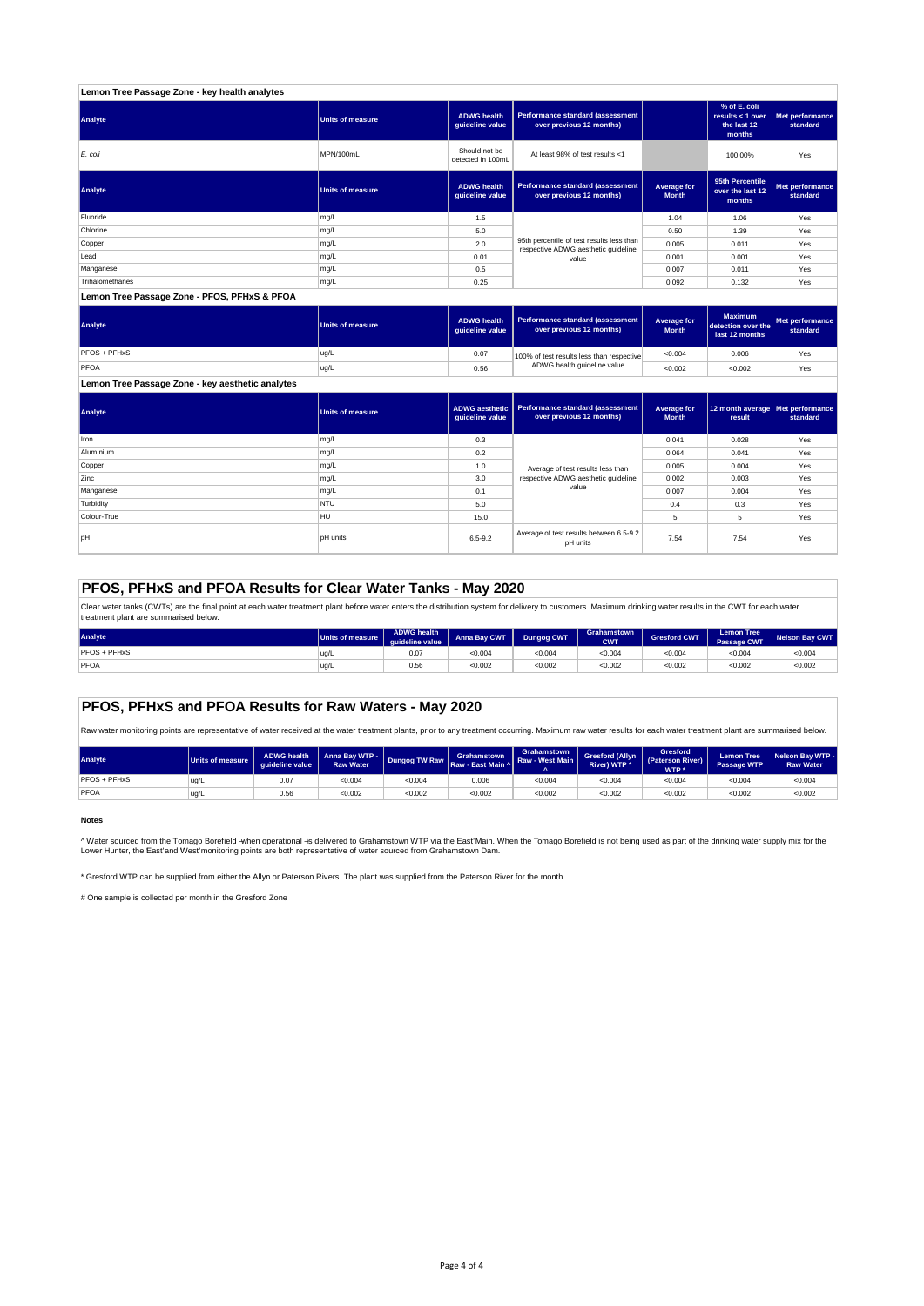### Lemon Tree Passage Zone - key health analytes

| Analyte | Units of measure | ADWG health guideline value | Performance standard (assessment over previous 12 months) | | % of E. coli results < 1 over the last 12 months | Met performance standard |
|---|---|---|---|---|---|---|
| *E. coli* | MPN/100mL | Should not be detected in 100mL | At least 98% of test results <1 | | 100.00% | Yes |

| Analyte | Units of measure | ADWG health guideline value | Performance standard (assessment over previous 12 months) | Average for Month | 95th Percentile over the last 12 months | Met performance standard |
|---|---|---|---|---|---|---|
| Fluoride | mg/L | 1.5 | 95th percentile of test results less than respective ADWG aesthetic guideline value | 1.04 | 1.06 | Yes |
| Chlorine | mg/L | 5.0 | | 0.50 | 1.39 | Yes |
| Copper | mg/L | 2.0 | | 0.005 | 0.011 | Yes |
| Lead | mg/L | 0.01 | | 0.001 | 0.001 | Yes |
| Manganese | mg/L | 0.5 | | 0.007 | 0.011 | Yes |
| Trihalomethanes | mg/L | 0.25 | | 0.092 | 0.132 | Yes |

### Lemon Tree Passage Zone - PFOS, PFHxS & PFOA

| Analyte | Units of measure | ADWG health guideline value | Performance standard (assessment over previous 12 months) | Average for Month | Maximum detection over the last 12 months | Met performance standard |
|---|---|---|---|---|---|---|
| PFOS + PFHxS | ug/L | 0.07 | 100% of test results less than respective ADWG health guideline value | <0.004 | 0.006 | Yes |
| PFOA | ug/L | 0.56 | | <0.002 | <0.002 | Yes |

### Lemon Tree Passage Zone - key aesthetic analytes

| Analyte | Units of measure | ADWG aesthetic guideline value | Performance standard (assessment over previous 12 months) | Average for Month | 12 month average result | Met performance standard |
|---|---|---|---|---|---|---|
| Iron | mg/L | 0.3 | Average of test results less than respective ADWG aesthetic guideline value | 0.041 | 0.028 | Yes |
| Aluminium | mg/L | 0.2 | | 0.064 | 0.041 | Yes |
| Copper | mg/L | 1.0 | | 0.005 | 0.004 | Yes |
| Zinc | mg/L | 3.0 | | 0.002 | 0.003 | Yes |
| Manganese | mg/L | 0.1 | | 0.007 | 0.004 | Yes |
| Turbidity | NTU | 5.0 | | 0.4 | 0.3 | Yes |
| Colour-True | HU | 15.0 | | 5 | 5 | Yes |
| pH | pH units | 6.5-9.2 | Average of test results between 6.5-9.2 pH units | 7.54 | 7.54 | Yes |

## PFOS, PFHxS and PFOA Results for Clear Water Tanks - May 2020

Clear water tanks (CWTs) are the final point at each water treatment plant before water enters the distribution system for delivery to customers. Maximum drinking water results in the CWT for each water treatment plant are summarised below.

| Analyte | Units of measure | ADWG health guideline value | Anna Bay CWT | Dungog CWT | Grahamstown CWT | Gresford CWT | Lemon Tree Passage CWT | Nelson Bay CWT |
|---|---|---|---|---|---|---|---|---|
| PFOS + PFHxS | ug/L | 0.07 | <0.004 | <0.004 | <0.004 | <0.004 | <0.004 | <0.004 |
| PFOA | ug/L | 0.56 | <0.002 | <0.002 | <0.002 | <0.002 | <0.002 | <0.002 |

## PFOS, PFHxS and PFOA Results for Raw Waters - May 2020

Raw water monitoring points are representative of water received at the water treatment plants, prior to any treatment occurring. Maximum raw water results for each water treatment plant are summarised below.

| Analyte | Units of measure | ADWG health guideline value | Anna Bay WTP - Raw Water | Dungog TW Raw | Grahamstown Raw - East Main ^ | Grahamstown Raw - West Main ^ | Gresford (Allyn River) WTP * | Gresford (Paterson River) WTP * | Lemon Tree Passage WTP | Nelson Bay WTP - Raw Water |
|---|---|---|---|---|---|---|---|---|---|---|
| PFOS + PFHxS | ug/L | 0.07 | <0.004 | <0.004 | 0.006 | <0.004 | <0.004 | <0.004 | <0.004 | <0.004 |
| PFOA | ug/L | 0.56 | <0.002 | <0.002 | <0.002 | <0.002 | <0.002 | <0.002 | <0.002 | <0.002 |

**Notes**

^ Water sourced from the Tomago Borefield -when operational -is delivered to Grahamstown WTP via the East'Main. When the Tomago Borefield is not being used as part of the drinking water supply mix for the Lower Hunter, the East'and West'monitoring points are both representative of water sourced from Grahamstown Dam.

* Gresford WTP can be supplied from either the Allyn or Paterson Rivers. The plant was supplied from the Paterson River for the month.

# One sample is collected per month in the Gresford Zone